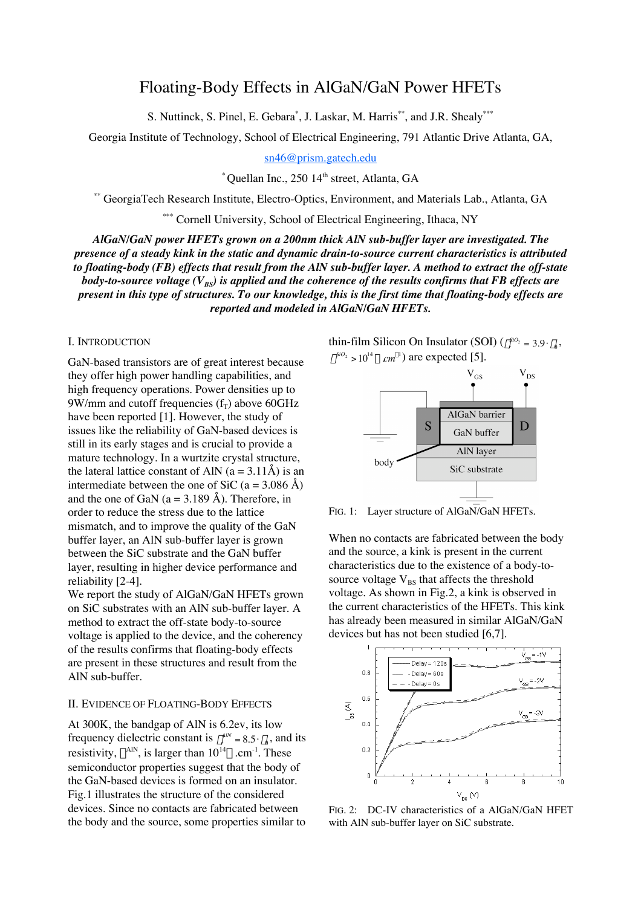# Floating-Body Effects in AlGaN/GaN Power HFETs

S. Nuttinck, S. Pinel, E. Gebara[*], J. Laskar, M. Harris[**], and J.R. Shealy[***]

Georgia Institute of Technology, School of Electrical Engineering, 791 Atlantic Drive Atlanta, GA,

sn46@prism.gatech.edu

[*] Quellan Inc., 250 14th street, Atlanta, GA

[**] GeorgiaTech Research Institute, Electro-Optics, Environment, and Materials Lab., Atlanta, GA

[***] Cornell University, School of Electrical Engineering, Ithaca, NY

***AlGaN/GaN power HFETs grown on a 200nm thick AlN sub-buffer layer are investigated. The presence of a steady kink in the static and dynamic drain-to-source current characteristics is attributed to floating-body (FB) effects that result from the AlN sub-buffer layer. A method to extract the off-state body-to-source voltage ($V_{BS}$) is applied and the coherence of the results confirms that FB effects are present in this type of structures. To our knowledge, this is the first time that floating-body effects are reported and modeled in AlGaN/GaN HFETs.***

## I. Introduction

GaN-based transistors are of great interest because they offer high power handling capabilities, and high frequency operations. Power densities up to 9W/mm and cutoff frequencies ($f_T$) above 60GHz have been reported [1]. However, the study of issues like the reliability of GaN-based devices is still in its early stages and is crucial to provide a mature technology. In a wurtzite crystal structure, the lateral lattice constant of AlN (a = 3.11Å) is an intermediate between the one of SiC (a = 3.086 Å) and the one of GaN (a = 3.189 Å). Therefore, in order to reduce the stress due to the lattice mismatch, and to improve the quality of the GaN buffer layer, an AlN sub-buffer layer is grown between the SiC substrate and the GaN buffer layer, resulting in higher device performance and reliability [2-4].

We report the study of AlGaN/GaN HFETs grown on SiC substrates with an AlN sub-buffer layer. A method to extract the off-state body-to-source voltage is applied to the device, and the coherency of the results confirms that floating-body effects are present in these structures and result from the AlN sub-buffer.

## II. Evidence of Floating-Body Effects

At 300K, the bandgap of AlN is 6.2ev, its low frequency dielectric constant is $\varepsilon^{AlN} = 8.5 \cdot \varepsilon_0$, and its resistivity, $\rho^{AlN}$, is larger than $10^{14}\Omega$.cm$^{-1}$. These semiconductor properties suggest that the body of the GaN-based devices is formed on an insulator. Fig.1 illustrates the structure of the considered devices. Since no contacts are fabricated between the body and the source, some properties similar to thin-film Silicon On Insulator (SOI) ($\varepsilon^{SiO_2} = 3.9 \cdot \varepsilon_0$, $\rho^{SiO_2} > 10^{14}\,\Omega.cm^{-1}$) are expected [5].

FIG. 1: Layer structure of AlGaN/GaN HFETs.

When no contacts are fabricated between the body and the source, a kink is present in the current characteristics due to the existence of a body-to-source voltage $V_{BS}$ that affects the threshold voltage. As shown in Fig.2, a kink is observed in the current characteristics of the HFETs. This kink has already been measured in similar AlGaN/GaN devices but has not been studied [6,7].

FIG. 2: DC-IV characteristics of a AlGaN/GaN HFET with AlN sub-buffer layer on SiC substrate.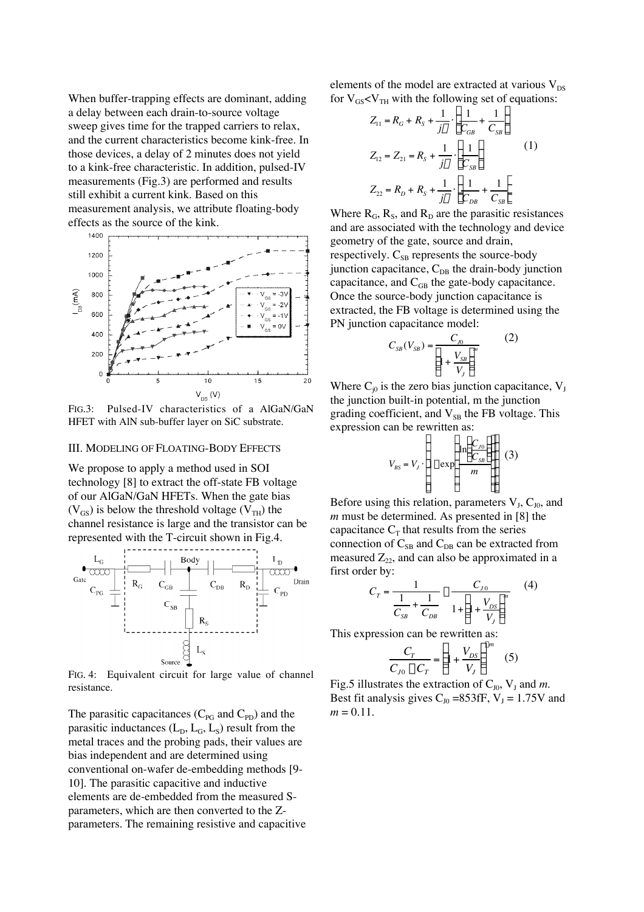When buffer-trapping effects are dominant, adding a delay between each drain-to-source voltage sweep gives time for the trapped carriers to relax, and the current characteristics become kink-free. In those devices, a delay of 2 minutes does not yield to a kink-free characteristic. In addition, pulsed-IV measurements (Fig.3) are performed and results still exhibit a current kink. Based on this measurement analysis, we attribute floating-body effects as the source of the kink.

FIG.3: Pulsed-IV characteristics of a AlGaN/GaN HFET with AlN sub-buffer layer on SiC substrate.

### III. MODELING OF FLOATING-BODY EFFECTS

We propose to apply a method used in SOI technology [8] to extract the off-state FB voltage of our AlGaN/GaN HFETs. When the gate bias ($V_{GS}$) is below the threshold voltage ($V_{TH}$) the channel resistance is large and the transistor can be represented with the T-circuit shown in Fig.4.

FIG. 4: Equivalent circuit for large value of channel resistance.

The parasitic capacitances ($C_{PG}$ and $C_{PD}$) and the parasitic inductances ($L_D$, $L_G$, $L_S$) result from the metal traces and the probing pads, their values are bias independent and are determined using conventional on-wafer de-embedding methods [9-10]. The parasitic capacitive and inductive elements are de-embedded from the measured S-parameters, which are then converted to the Z-parameters. The remaining resistive and capacitive elements of the model are extracted at various $V_{DS}$ for $V_{GS}<V_{TH}$ with the following set of equations:

$$
\begin{aligned}
Z_{11} &= R_G + R_S + \frac{1}{j\omega}\cdot\left(\frac{1}{C_{GB}} + \frac{1}{C_{SB}}\right)\\
Z_{12} = Z_{21} &= R_S + \frac{1}{j\omega}\cdot\left(\frac{1}{C_{SB}}\right)\\
Z_{22} &= R_D + R_S + \frac{1}{j\omega}\cdot\left(\frac{1}{C_{DB}} + \frac{1}{C_{SB}}\right)
\end{aligned}
\quad (1)
$$

Where $R_G$, $R_S$, and $R_D$ are the parasitic resistances and are associated with the technology and device geometry of the gate, source and drain, respectively. $C_{SB}$ represents the source-body junction capacitance, $C_{DB}$ the drain-body junction capacitance, and $C_{GB}$ the gate-body capacitance. Once the source-body junction capacitance is extracted, the FB voltage is determined using the PN junction capacitance model:

$$C_{SB}(V_{SB}) = \frac{C_{J0}}{\left(1 + \frac{V_{SB}}{V_J}\right)^m} \quad (2)$$

Where $C_{j0}$ is the zero bias junction capacitance, $V_J$ the junction built-in potential, m the junction grading coefficient, and $V_{SB}$ the FB voltage. This expression can be rewritten as:

$$V_{BS} = V_J\cdot\left(1 - \exp\left(\frac{\ln\left(\frac{C_{J0}}{C_{SB}}\right)}{m}\right)\right) \quad (3)$$

Before using this relation, parameters $V_J$, $C_{J0}$, and $m$ must be determined. As presented in [8] the capacitance $C_T$ that results from the series connection of $C_{SB}$ and $C_{DB}$ can be extracted from measured $Z_{22}$, and can also be approximated in a first order by:

$$C_T = \frac{1}{\frac{1}{C_{SB}} + \frac{1}{C_{DB}}} \approx \frac{C_{J0}}{1 + \left(1 + \frac{V_{DS}}{V_J}\right)^m} \quad (4)$$

This expression can be rewritten as:

$$\frac{C_T}{C_{J0} - C_T} = \left(1 + \frac{V_{DS}}{V_J}\right)^{-m} \quad (5)$$

Fig.5 illustrates the extraction of $C_{J0}$, $V_J$ and $m$. Best fit analysis gives $C_{J0}$ =853fF, $V_J$ = 1.75V and $m$ = 0.11.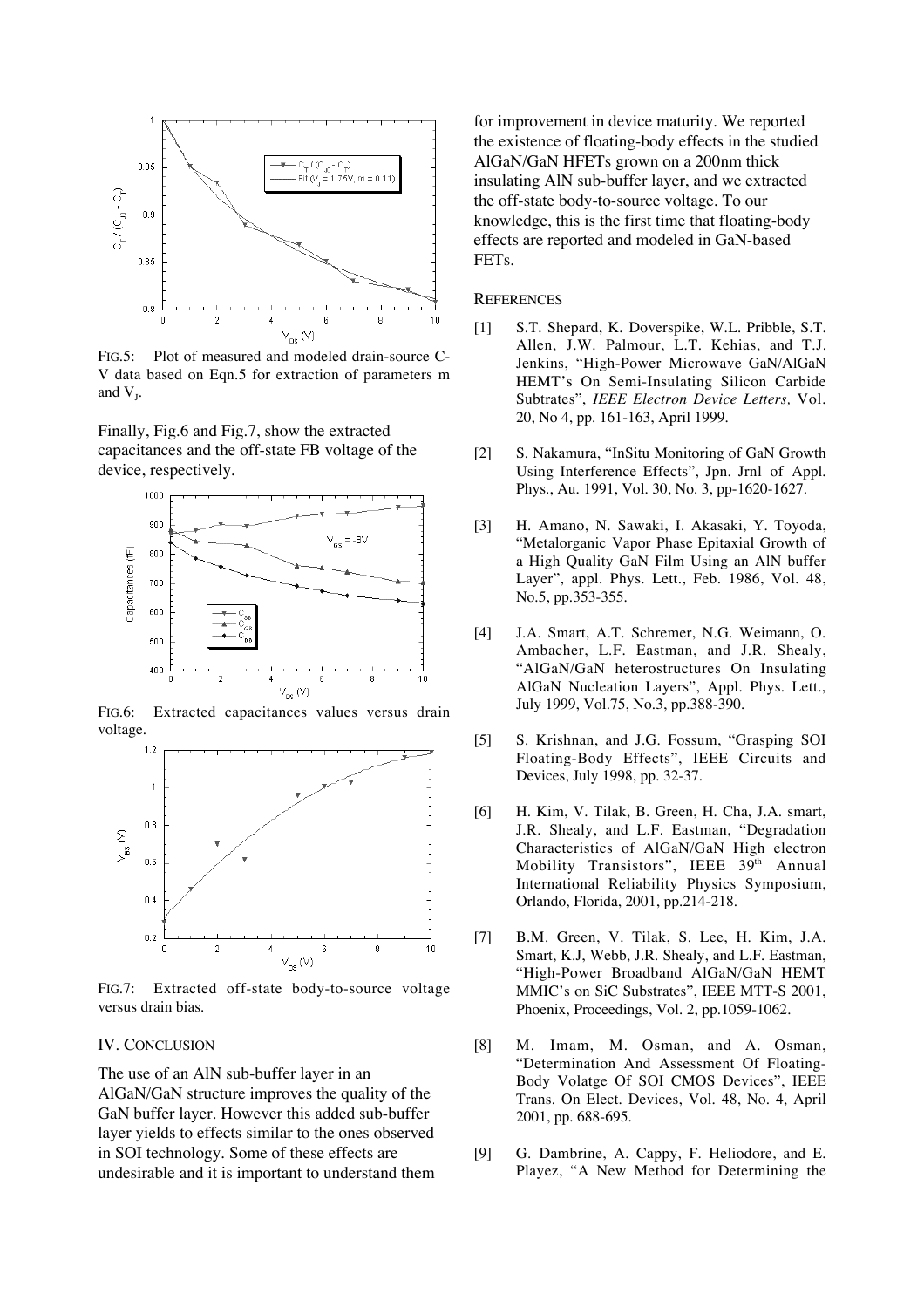FIG.5: Plot of measured and modeled drain-source C-V data based on Eqn.5 for extraction of parameters m and $V_J$.

Finally, Fig.6 and Fig.7, show the extracted capacitances and the off-state FB voltage of the device, respectively.

FIG.6: Extracted capacitances values versus drain voltage.

FIG.7: Extracted off-state body-to-source voltage versus drain bias.

## IV. CONCLUSION

The use of an AlN sub-buffer layer in an AlGaN/GaN structure improves the quality of the GaN buffer layer. However this added sub-buffer layer yields to effects similar to the ones observed in SOI technology. Some of these effects are undesirable and it is important to understand them for improvement in device maturity. We reported the existence of floating-body effects in the studied AlGaN/GaN HFETs grown on a 200nm thick insulating AlN sub-buffer layer, and we extracted the off-state body-to-source voltage. To our knowledge, this is the first time that floating-body effects are reported and modeled in GaN-based FETs.

## REFERENCES

[1] S.T. Shepard, K. Doverspike, W.L. Pribble, S.T. Allen, J.W. Palmour, L.T. Kehias, and T.J. Jenkins, "High-Power Microwave GaN/AlGaN HEMT's On Semi-Insulating Silicon Carbide Subtrates", *IEEE Electron Device Letters,* Vol. 20, No 4, pp. 161-163, April 1999.

[2] S. Nakamura, "InSitu Monitoring of GaN Growth Using Interference Effects", Jpn. Jrnl of Appl. Phys., Au. 1991, Vol. 30, No. 3, pp-1620-1627.

[3] H. Amano, N. Sawaki, I. Akasaki, Y. Toyoda, "Metalorganic Vapor Phase Epitaxial Growth of a High Quality GaN Film Using an AlN buffer Layer", appl. Phys. Lett., Feb. 1986, Vol. 48, No.5, pp.353-355.

[4] J.A. Smart, A.T. Schremer, N.G. Weimann, O. Ambacher, L.F. Eastman, and J.R. Shealy, "AlGaN/GaN heterostructures On Insulating AlGaN Nucleation Layers", Appl. Phys. Lett., July 1999, Vol.75, No.3, pp.388-390.

[5] S. Krishnan, and J.G. Fossum, "Grasping SOI Floating-Body Effects", IEEE Circuits and Devices, July 1998, pp. 32-37.

[6] H. Kim, V. Tilak, B. Green, H. Cha, J.A. smart, J.R. Shealy, and L.F. Eastman, "Degradation Characteristics of AlGaN/GaN High electron Mobility Transistors", IEEE 39th Annual International Reliability Physics Symposium, Orlando, Florida, 2001, pp.214-218.

[7] B.M. Green, V. Tilak, S. Lee, H. Kim, J.A. Smart, K.J, Webb, J.R. Shealy, and L.F. Eastman, "High-Power Broadband AlGaN/GaN HEMT MMIC's on SiC Substrates", IEEE MTT-S 2001, Phoenix, Proceedings, Vol. 2, pp.1059-1062.

[8] M. Imam, M. Osman, and A. Osman, "Determination And Assessment Of Floating-Body Volatge Of SOI CMOS Devices", IEEE Trans. On Elect. Devices, Vol. 48, No. 4, April 2001, pp. 688-695.

[9] G. Dambrine, A. Cappy, F. Heliodore, and E. Playez, "A New Method for Determining the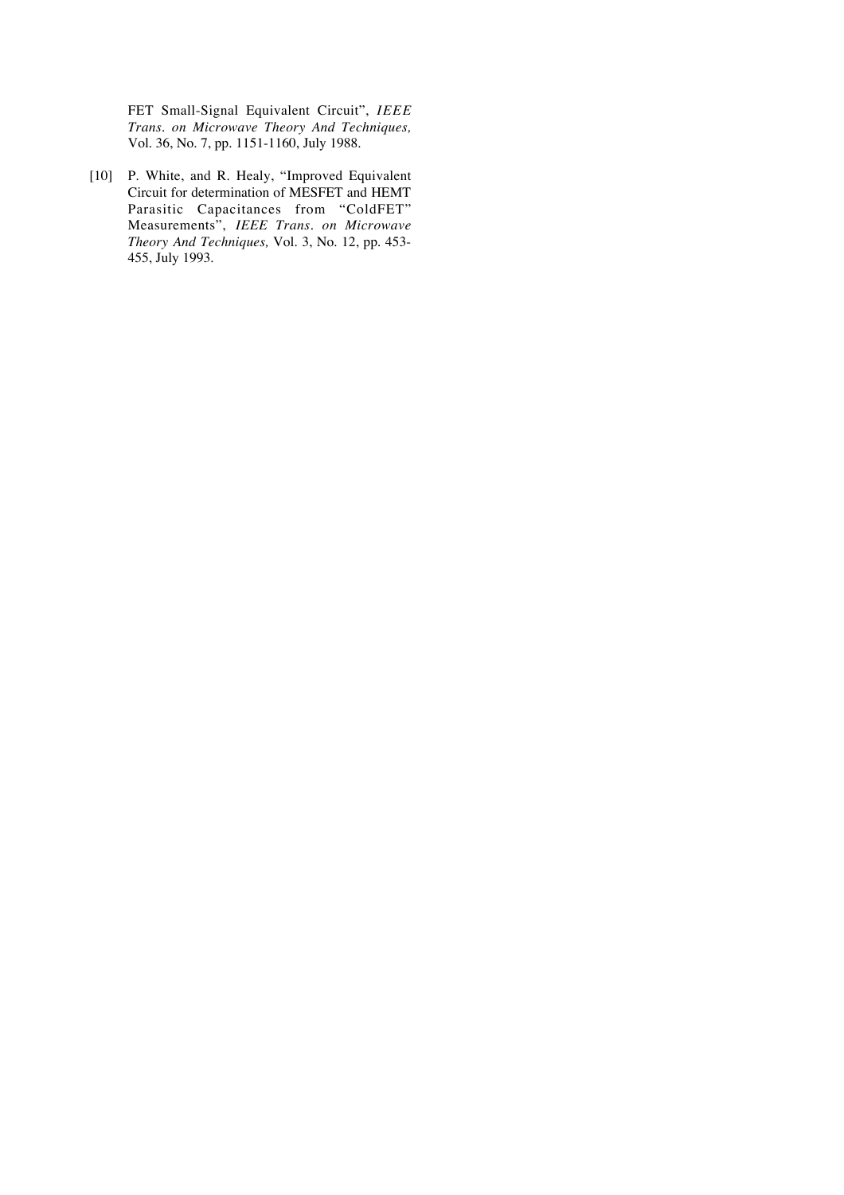FET Small-Signal Equivalent Circuit", *IEEE Trans. on Microwave Theory And Techniques,* Vol. 36, No. 7, pp. 1151-1160, July 1988.

[10] P. White, and R. Healy, "Improved Equivalent Circuit for determination of MESFET and HEMT Parasitic Capacitances from "ColdFET" Measurements", *IEEE Trans. on Microwave Theory And Techniques,* Vol. 3, No. 12, pp. 453-455, July 1993.